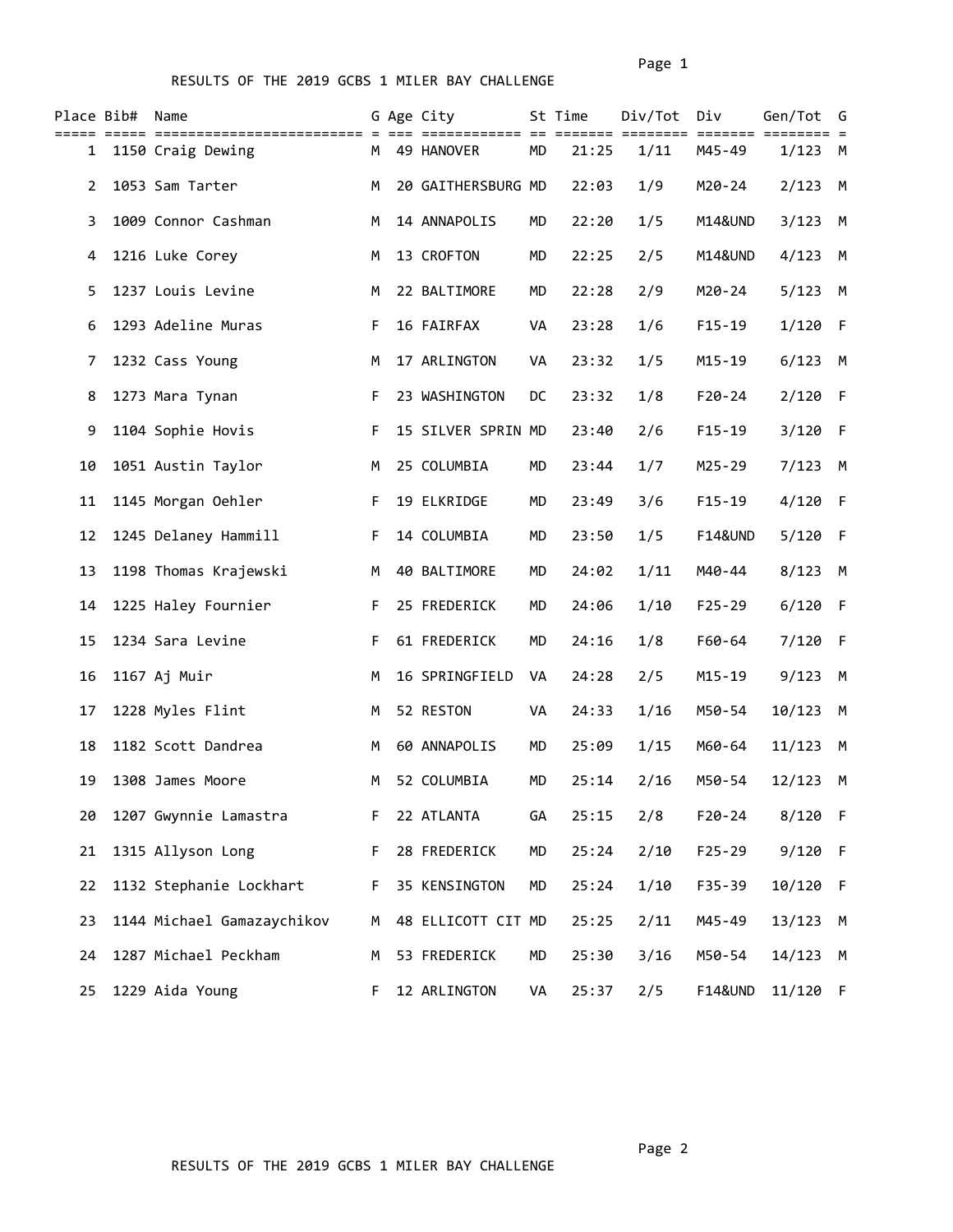# RESULTS OF THE 2019 GCBS 1 MILER BAY CHALLENGE

| Place | Bib# | Name | G | Age | City | St | Time | Div/Tot | Div | Gen/Tot | G |
|---|---|---|---|---|---|---|---|---|---|---|---|
| 1 | 1150 | Craig Dewing | M | 49 | HANOVER | MD | 21:25 | 1/11 | M45-49 | 1/123 | M |
| 2 | 1053 | Sam Tarter | M | 20 | GAITHERSBURG | MD | 22:03 | 1/9 | M20-24 | 2/123 | M |
| 3 | 1009 | Connor Cashman | M | 14 | ANNAPOLIS | MD | 22:20 | 1/5 | M14&UND | 3/123 | M |
| 4 | 1216 | Luke Corey | M | 13 | CROFTON | MD | 22:25 | 2/5 | M14&UND | 4/123 | M |
| 5 | 1237 | Louis Levine | M | 22 | BALTIMORE | MD | 22:28 | 2/9 | M20-24 | 5/123 | M |
| 6 | 1293 | Adeline Muras | F | 16 | FAIRFAX | VA | 23:28 | 1/6 | F15-19 | 1/120 | F |
| 7 | 1232 | Cass Young | M | 17 | ARLINGTON | VA | 23:32 | 1/5 | M15-19 | 6/123 | M |
| 8 | 1273 | Mara Tynan | F | 23 | WASHINGTON | DC | 23:32 | 1/8 | F20-24 | 2/120 | F |
| 9 | 1104 | Sophie Hovis | F | 15 | SILVER SPRIN | MD | 23:40 | 2/6 | F15-19 | 3/120 | F |
| 10 | 1051 | Austin Taylor | M | 25 | COLUMBIA | MD | 23:44 | 1/7 | M25-29 | 7/123 | M |
| 11 | 1145 | Morgan Oehler | F | 19 | ELKRIDGE | MD | 23:49 | 3/6 | F15-19 | 4/120 | F |
| 12 | 1245 | Delaney Hammill | F | 14 | COLUMBIA | MD | 23:50 | 1/5 | F14&UND | 5/120 | F |
| 13 | 1198 | Thomas Krajewski | M | 40 | BALTIMORE | MD | 24:02 | 1/11 | M40-44 | 8/123 | M |
| 14 | 1225 | Haley Fournier | F | 25 | FREDERICK | MD | 24:06 | 1/10 | F25-29 | 6/120 | F |
| 15 | 1234 | Sara Levine | F | 61 | FREDERICK | MD | 24:16 | 1/8 | F60-64 | 7/120 | F |
| 16 | 1167 | Aj Muir | M | 16 | SPRINGFIELD | VA | 24:28 | 2/5 | M15-19 | 9/123 | M |
| 17 | 1228 | Myles Flint | M | 52 | RESTON | VA | 24:33 | 1/16 | M50-54 | 10/123 | M |
| 18 | 1182 | Scott Dandrea | M | 60 | ANNAPOLIS | MD | 25:09 | 1/15 | M60-64 | 11/123 | M |
| 19 | 1308 | James Moore | M | 52 | COLUMBIA | MD | 25:14 | 2/16 | M50-54 | 12/123 | M |
| 20 | 1207 | Gwynnie Lamastra | F | 22 | ATLANTA | GA | 25:15 | 2/8 | F20-24 | 8/120 | F |
| 21 | 1315 | Allyson Long | F | 28 | FREDERICK | MD | 25:24 | 2/10 | F25-29 | 9/120 | F |
| 22 | 1132 | Stephanie Lockhart | F | 35 | KENSINGTON | MD | 25:24 | 1/10 | F35-39 | 10/120 | F |
| 23 | 1144 | Michael Gamazaychikov | M | 48 | ELLICOTT CIT | MD | 25:25 | 2/11 | M45-49 | 13/123 | M |
| 24 | 1287 | Michael Peckham | M | 53 | FREDERICK | MD | 25:30 | 3/16 | M50-54 | 14/123 | M |
| 25 | 1229 | Aida Young | F | 12 | ARLINGTON | VA | 25:37 | 2/5 | F14&UND | 11/120 | F |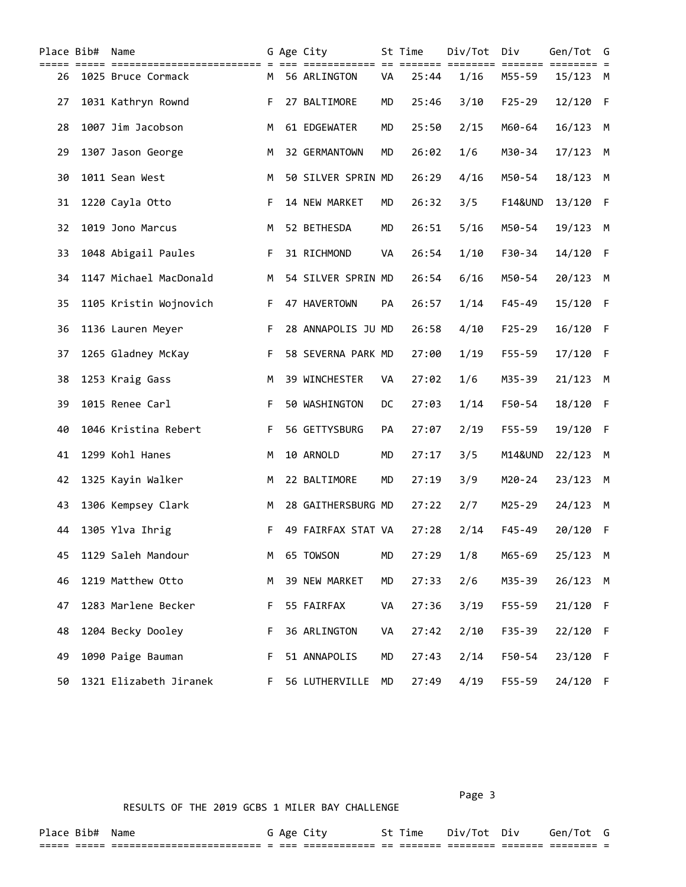| Place | Bib# | Name | G | Age | City | St | Time | Div/Tot | Div | Gen/Tot | G |
|---|---|---|---|---|---|---|---|---|---|---|---|
| 26 | 1025 | Bruce Cormack | M | 56 | ARLINGTON | VA | 25:44 | 1/16 | M55-59 | 15/123 | M |
| 27 | 1031 | Kathryn Rownd | F | 27 | BALTIMORE | MD | 25:46 | 3/10 | F25-29 | 12/120 | F |
| 28 | 1007 | Jim Jacobson | M | 61 | EDGEWATER | MD | 25:50 | 2/15 | M60-64 | 16/123 | M |
| 29 | 1307 | Jason George | M | 32 | GERMANTOWN | MD | 26:02 | 1/6 | M30-34 | 17/123 | M |
| 30 | 1011 | Sean West | M | 50 | SILVER SPRIN | MD | 26:29 | 4/16 | M50-54 | 18/123 | M |
| 31 | 1220 | Cayla Otto | F | 14 | NEW MARKET | MD | 26:32 | 3/5 | F14&UND | 13/120 | F |
| 32 | 1019 | Jono Marcus | M | 52 | BETHESDA | MD | 26:51 | 5/16 | M50-54 | 19/123 | M |
| 33 | 1048 | Abigail Paules | F | 31 | RICHMOND | VA | 26:54 | 1/10 | F30-34 | 14/120 | F |
| 34 | 1147 | Michael MacDonald | M | 54 | SILVER SPRIN | MD | 26:54 | 6/16 | M50-54 | 20/123 | M |
| 35 | 1105 | Kristin Wojnovich | F | 47 | HAVERTOWN | PA | 26:57 | 1/14 | F45-49 | 15/120 | F |
| 36 | 1136 | Lauren Meyer | F | 28 | ANNAPOLIS JU | MD | 26:58 | 4/10 | F25-29 | 16/120 | F |
| 37 | 1265 | Gladney McKay | F | 58 | SEVERNA PARK | MD | 27:00 | 1/19 | F55-59 | 17/120 | F |
| 38 | 1253 | Kraig Gass | M | 39 | WINCHESTER | VA | 27:02 | 1/6 | M35-39 | 21/123 | M |
| 39 | 1015 | Renee Carl | F | 50 | WASHINGTON | DC | 27:03 | 1/14 | F50-54 | 18/120 | F |
| 40 | 1046 | Kristina Rebert | F | 56 | GETTYSBURG | PA | 27:07 | 2/19 | F55-59 | 19/120 | F |
| 41 | 1299 | Kohl Hanes | M | 10 | ARNOLD | MD | 27:17 | 3/5 | M14&UND | 22/123 | M |
| 42 | 1325 | Kayin Walker | M | 22 | BALTIMORE | MD | 27:19 | 3/9 | M20-24 | 23/123 | M |
| 43 | 1306 | Kempsey Clark | M | 28 | GAITHERSBURG | MD | 27:22 | 2/7 | M25-29 | 24/123 | M |
| 44 | 1305 | Ylva Ihrig | F | 49 | FAIRFAX STAT | VA | 27:28 | 2/14 | F45-49 | 20/120 | F |
| 45 | 1129 | Saleh Mandour | M | 65 | TOWSON | MD | 27:29 | 1/8 | M65-69 | 25/123 | M |
| 46 | 1219 | Matthew Otto | M | 39 | NEW MARKET | MD | 27:33 | 2/6 | M35-39 | 26/123 | M |
| 47 | 1283 | Marlene Becker | F | 55 | FAIRFAX | VA | 27:36 | 3/19 | F55-59 | 21/120 | F |
| 48 | 1204 | Becky Dooley | F | 36 | ARLINGTON | VA | 27:42 | 2/10 | F35-39 | 22/120 | F |
| 49 | 1090 | Paige Bauman | F | 51 | ANNAPOLIS | MD | 27:43 | 2/14 | F50-54 | 23/120 | F |
| 50 | 1321 | Elizabeth Jiranek | F | 56 | LUTHERVILLE | MD | 27:49 | 4/19 | F55-59 | 24/120 | F |

RESULTS OF THE 2019 GCBS 1 MILER BAY CHALLENGE

| Place | Bib# | Name | G | Age | City | St | Time | Div/Tot | Div | Gen/Tot | G |
|---|---|---|---|---|---|---|---|---|---|---|---|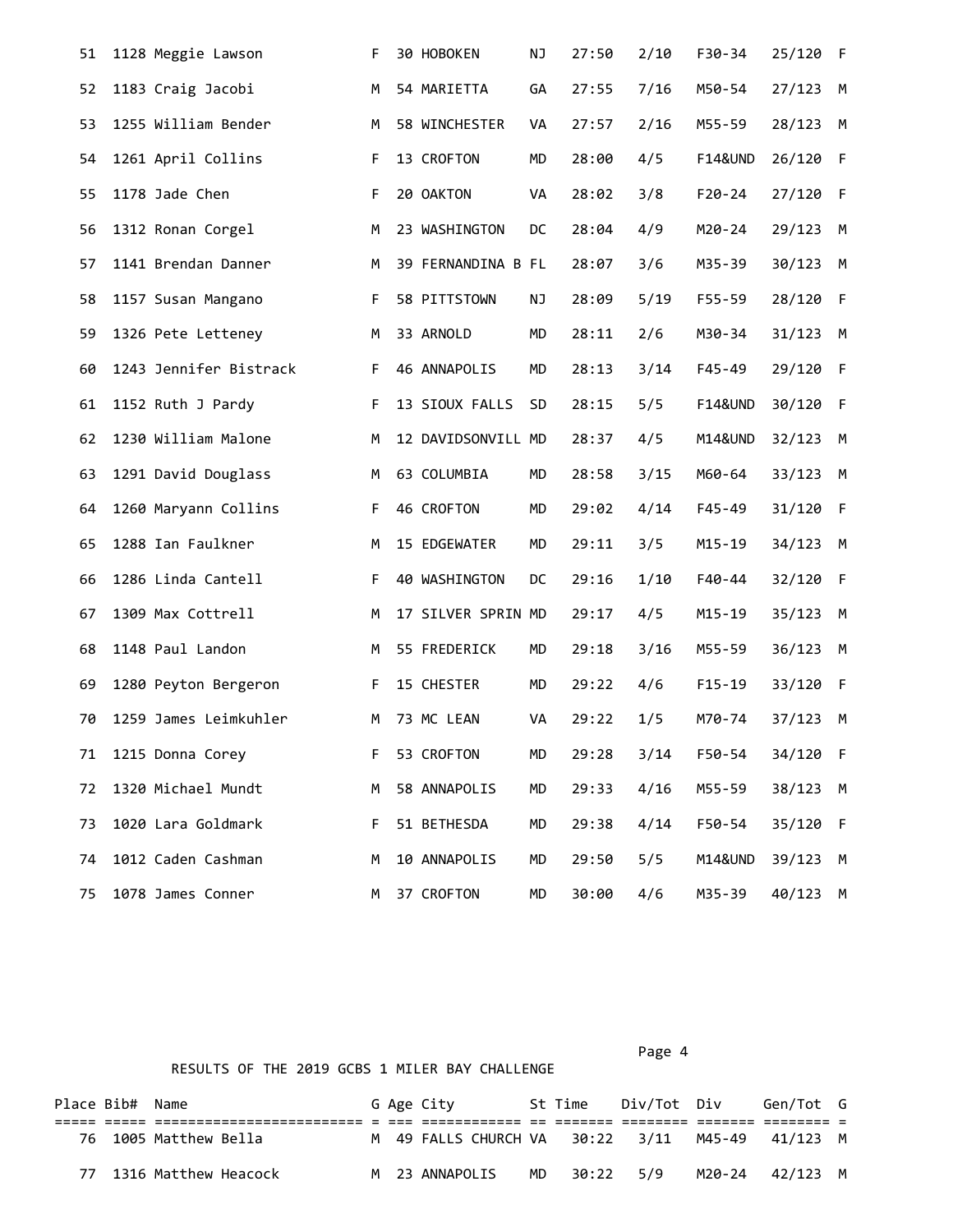| Place | Bib# | Name | G | Age | City | St | Time | Div/Tot | Div | Gen/Tot | G |
|---|---|---|---|---|---|---|---|---|---|---|---|
| 51 | 1128 | Meggie Lawson | F | 30 | HOBOKEN | NJ | 27:50 | 2/10 | F30-34 | 25/120 | F |
| 52 | 1183 | Craig Jacobi | M | 54 | MARIETTA | GA | 27:55 | 7/16 | M50-54 | 27/123 | M |
| 53 | 1255 | William Bender | M | 58 | WINCHESTER | VA | 27:57 | 2/16 | M55-59 | 28/123 | M |
| 54 | 1261 | April Collins | F | 13 | CROFTON | MD | 28:00 | 4/5 | F14&UND | 26/120 | F |
| 55 | 1178 | Jade Chen | F | 20 | OAKTON | VA | 28:02 | 3/8 | F20-24 | 27/120 | F |
| 56 | 1312 | Ronan Corgel | M | 23 | WASHINGTON | DC | 28:04 | 4/9 | M20-24 | 29/123 | M |
| 57 | 1141 | Brendan Danner | M | 39 | FERNANDINA B | FL | 28:07 | 3/6 | M35-39 | 30/123 | M |
| 58 | 1157 | Susan Mangano | F | 58 | PITTSTOWN | NJ | 28:09 | 5/19 | F55-59 | 28/120 | F |
| 59 | 1326 | Pete Letteney | M | 33 | ARNOLD | MD | 28:11 | 2/6 | M30-34 | 31/123 | M |
| 60 | 1243 | Jennifer Bistrack | F | 46 | ANNAPOLIS | MD | 28:13 | 3/14 | F45-49 | 29/120 | F |
| 61 | 1152 | Ruth J Pardy | F | 13 | SIOUX FALLS | SD | 28:15 | 5/5 | F14&UND | 30/120 | F |
| 62 | 1230 | William Malone | M | 12 | DAVIDSONVILL | MD | 28:37 | 4/5 | M14&UND | 32/123 | M |
| 63 | 1291 | David Douglass | M | 63 | COLUMBIA | MD | 28:58 | 3/15 | M60-64 | 33/123 | M |
| 64 | 1260 | Maryann Collins | F | 46 | CROFTON | MD | 29:02 | 4/14 | F45-49 | 31/120 | F |
| 65 | 1288 | Ian Faulkner | M | 15 | EDGEWATER | MD | 29:11 | 3/5 | M15-19 | 34/123 | M |
| 66 | 1286 | Linda Cantell | F | 40 | WASHINGTON | DC | 29:16 | 1/10 | F40-44 | 32/120 | F |
| 67 | 1309 | Max Cottrell | M | 17 | SILVER SPRIN | MD | 29:17 | 4/5 | M15-19 | 35/123 | M |
| 68 | 1148 | Paul Landon | M | 55 | FREDERICK | MD | 29:18 | 3/16 | M55-59 | 36/123 | M |
| 69 | 1280 | Peyton Bergeron | F | 15 | CHESTER | MD | 29:22 | 4/6 | F15-19 | 33/120 | F |
| 70 | 1259 | James Leimkuhler | M | 73 | MC LEAN | VA | 29:22 | 1/5 | M70-74 | 37/123 | M |
| 71 | 1215 | Donna Corey | F | 53 | CROFTON | MD | 29:28 | 3/14 | F50-54 | 34/120 | F |
| 72 | 1320 | Michael Mundt | M | 58 | ANNAPOLIS | MD | 29:33 | 4/16 | M55-59 | 38/123 | M |
| 73 | 1020 | Lara Goldmark | F | 51 | BETHESDA | MD | 29:38 | 4/14 | F50-54 | 35/120 | F |
| 74 | 1012 | Caden Cashman | M | 10 | ANNAPOLIS | MD | 29:50 | 5/5 | M14&UND | 39/123 | M |
| 75 | 1078 | James Conner | M | 37 | CROFTON | MD | 30:00 | 4/6 | M35-39 | 40/123 | M |

RESULTS OF THE 2019 GCBS 1 MILER BAY CHALLENGE

| Place | Bib# | Name | G | Age | City | St | Time | Div/Tot | Div | Gen/Tot | G |
|---|---|---|---|---|---|---|---|---|---|---|---|
| 76 | 1005 | Matthew Bella | M | 49 | FALLS CHURCH | VA | 30:22 | 3/11 | M45-49 | 41/123 | M |
| 77 | 1316 | Matthew Heacock | M | 23 | ANNAPOLIS | MD | 30:22 | 5/9 | M20-24 | 42/123 | M |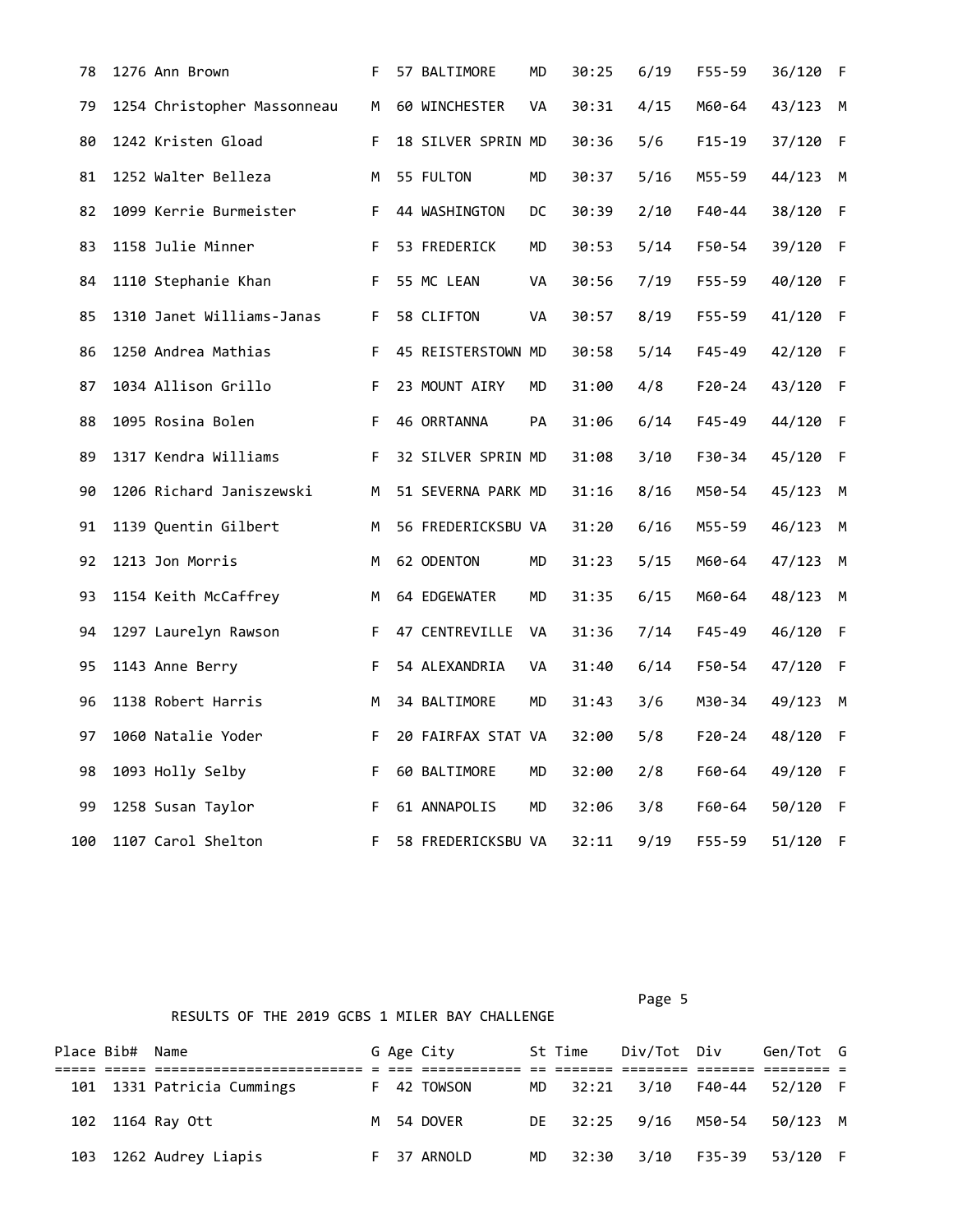| Place | Bib# | Name | G | Age | City | St | Time | Div/Tot | Div | Gen/Tot | G |
|---|---|---|---|---|---|---|---|---|---|---|---|
| 78 | 1276 | Ann Brown | F | 57 | BALTIMORE | MD | 30:25 | 6/19 | F55-59 | 36/120 | F |
| 79 | 1254 | Christopher Massonneau | M | 60 | WINCHESTER | VA | 30:31 | 4/15 | M60-64 | 43/123 | M |
| 80 | 1242 | Kristen Gload | F | 18 | SILVER SPRIN | MD | 30:36 | 5/6 | F15-19 | 37/120 | F |
| 81 | 1252 | Walter Belleza | M | 55 | FULTON | MD | 30:37 | 5/16 | M55-59 | 44/123 | M |
| 82 | 1099 | Kerrie Burmeister | F | 44 | WASHINGTON | DC | 30:39 | 2/10 | F40-44 | 38/120 | F |
| 83 | 1158 | Julie Minner | F | 53 | FREDERICK | MD | 30:53 | 5/14 | F50-54 | 39/120 | F |
| 84 | 1110 | Stephanie Khan | F | 55 | MC LEAN | VA | 30:56 | 7/19 | F55-59 | 40/120 | F |
| 85 | 1310 | Janet Williams-Janas | F | 58 | CLIFTON | VA | 30:57 | 8/19 | F55-59 | 41/120 | F |
| 86 | 1250 | Andrea Mathias | F | 45 | REISTERSTOWN | MD | 30:58 | 5/14 | F45-49 | 42/120 | F |
| 87 | 1034 | Allison Grillo | F | 23 | MOUNT AIRY | MD | 31:00 | 4/8 | F20-24 | 43/120 | F |
| 88 | 1095 | Rosina Bolen | F | 46 | ORRTANNA | PA | 31:06 | 6/14 | F45-49 | 44/120 | F |
| 89 | 1317 | Kendra Williams | F | 32 | SILVER SPRIN | MD | 31:08 | 3/10 | F30-34 | 45/120 | F |
| 90 | 1206 | Richard Janiszewski | M | 51 | SEVERNA PARK | MD | 31:16 | 8/16 | M50-54 | 45/123 | M |
| 91 | 1139 | Quentin Gilbert | M | 56 | FREDERICKSBU | VA | 31:20 | 6/16 | M55-59 | 46/123 | M |
| 92 | 1213 | Jon Morris | M | 62 | ODENTON | MD | 31:23 | 5/15 | M60-64 | 47/123 | M |
| 93 | 1154 | Keith McCaffrey | M | 64 | EDGEWATER | MD | 31:35 | 6/15 | M60-64 | 48/123 | M |
| 94 | 1297 | Laurelyn Rawson | F | 47 | CENTREVILLE | VA | 31:36 | 7/14 | F45-49 | 46/120 | F |
| 95 | 1143 | Anne Berry | F | 54 | ALEXANDRIA | VA | 31:40 | 6/14 | F50-54 | 47/120 | F |
| 96 | 1138 | Robert Harris | M | 34 | BALTIMORE | MD | 31:43 | 3/6 | M30-34 | 49/123 | M |
| 97 | 1060 | Natalie Yoder | F | 20 | FAIRFAX STAT | VA | 32:00 | 5/8 | F20-24 | 48/120 | F |
| 98 | 1093 | Holly Selby | F | 60 | BALTIMORE | MD | 32:00 | 2/8 | F60-64 | 49/120 | F |
| 99 | 1258 | Susan Taylor | F | 61 | ANNAPOLIS | MD | 32:06 | 3/8 | F60-64 | 50/120 | F |
| 100 | 1107 | Carol Shelton | F | 58 | FREDERICKSBU | VA | 32:11 | 9/19 | F55-59 | 51/120 | F |

RESULTS OF THE 2019 GCBS 1 MILER BAY CHALLENGE

| Place | Bib# | Name | G | Age | City | St | Time | Div/Tot | Div | Gen/Tot | G |
|---|---|---|---|---|---|---|---|---|---|---|---|
| 101 | 1331 | Patricia Cummings | F | 42 | TOWSON | MD | 32:21 | 3/10 | F40-44 | 52/120 | F |
| 102 | 1164 | Ray Ott | M | 54 | DOVER | DE | 32:25 | 9/16 | M50-54 | 50/123 | M |
| 103 | 1262 | Audrey Liapis | F | 37 | ARNOLD | MD | 32:30 | 3/10 | F35-39 | 53/120 | F |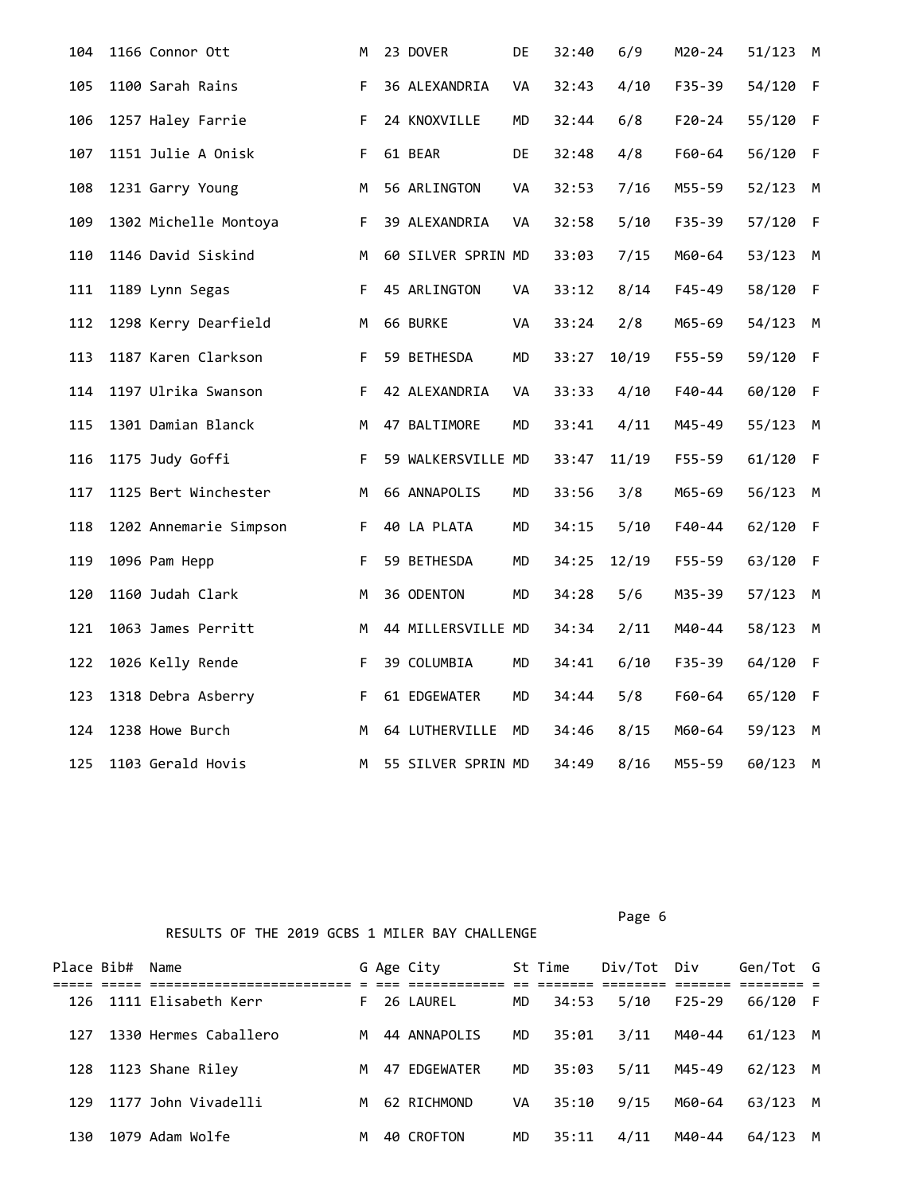| Place | Bib# | Name | G | Age | City | St | Time | Div/Tot | Div | Gen/Tot | G |
|---|---|---|---|---|---|---|---|---|---|---|---|
| 104 | 1166 | Connor Ott | M | 23 | DOVER | DE | 32:40 | 6/9 | M20-24 | 51/123 | M |
| 105 | 1100 | Sarah Rains | F | 36 | ALEXANDRIA | VA | 32:43 | 4/10 | F35-39 | 54/120 | F |
| 106 | 1257 | Haley Farrie | F | 24 | KNOXVILLE | MD | 32:44 | 6/8 | F20-24 | 55/120 | F |
| 107 | 1151 | Julie A Onisk | F | 61 | BEAR | DE | 32:48 | 4/8 | F60-64 | 56/120 | F |
| 108 | 1231 | Garry Young | M | 56 | ARLINGTON | VA | 32:53 | 7/16 | M55-59 | 52/123 | M |
| 109 | 1302 | Michelle Montoya | F | 39 | ALEXANDRIA | VA | 32:58 | 5/10 | F35-39 | 57/120 | F |
| 110 | 1146 | David Siskind | M | 60 | SILVER SPRIN | MD | 33:03 | 7/15 | M60-64 | 53/123 | M |
| 111 | 1189 | Lynn Segas | F | 45 | ARLINGTON | VA | 33:12 | 8/14 | F45-49 | 58/120 | F |
| 112 | 1298 | Kerry Dearfield | M | 66 | BURKE | VA | 33:24 | 2/8 | M65-69 | 54/123 | M |
| 113 | 1187 | Karen Clarkson | F | 59 | BETHESDA | MD | 33:27 | 10/19 | F55-59 | 59/120 | F |
| 114 | 1197 | Ulrika Swanson | F | 42 | ALEXANDRIA | VA | 33:33 | 4/10 | F40-44 | 60/120 | F |
| 115 | 1301 | Damian Blanck | M | 47 | BALTIMORE | MD | 33:41 | 4/11 | M45-49 | 55/123 | M |
| 116 | 1175 | Judy Goffi | F | 59 | WALKERSVILLE | MD | 33:47 | 11/19 | F55-59 | 61/120 | F |
| 117 | 1125 | Bert Winchester | M | 66 | ANNAPOLIS | MD | 33:56 | 3/8 | M65-69 | 56/123 | M |
| 118 | 1202 | Annemarie Simpson | F | 40 | LA PLATA | MD | 34:15 | 5/10 | F40-44 | 62/120 | F |
| 119 | 1096 | Pam Hepp | F | 59 | BETHESDA | MD | 34:25 | 12/19 | F55-59 | 63/120 | F |
| 120 | 1160 | Judah Clark | M | 36 | ODENTON | MD | 34:28 | 5/6 | M35-39 | 57/123 | M |
| 121 | 1063 | James Perritt | M | 44 | MILLERSVILLE | MD | 34:34 | 2/11 | M40-44 | 58/123 | M |
| 122 | 1026 | Kelly Rende | F | 39 | COLUMBIA | MD | 34:41 | 6/10 | F35-39 | 64/120 | F |
| 123 | 1318 | Debra Asberry | F | 61 | EDGEWATER | MD | 34:44 | 5/8 | F60-64 | 65/120 | F |
| 124 | 1238 | Howe Burch | M | 64 | LUTHERVILLE | MD | 34:46 | 8/15 | M60-64 | 59/123 | M |
| 125 | 1103 | Gerald Hovis | M | 55 | SILVER SPRIN | MD | 34:49 | 8/16 | M55-59 | 60/123 | M |

RESULTS OF THE 2019 GCBS 1 MILER BAY CHALLENGE

| Place | Bib# | Name | G | Age | City | St | Time | Div/Tot | Div | Gen/Tot | G |
|---|---|---|---|---|---|---|---|---|---|---|---|
| 126 | 1111 | Elisabeth Kerr | F | 26 | LAUREL | MD | 34:53 | 5/10 | F25-29 | 66/120 | F |
| 127 | 1330 | Hermes Caballero | M | 44 | ANNAPOLIS | MD | 35:01 | 3/11 | M40-44 | 61/123 | M |
| 128 | 1123 | Shane Riley | M | 47 | EDGEWATER | MD | 35:03 | 5/11 | M45-49 | 62/123 | M |
| 129 | 1177 | John Vivadelli | M | 62 | RICHMOND | VA | 35:10 | 9/15 | M60-64 | 63/123 | M |
| 130 | 1079 | Adam Wolfe | M | 40 | CROFTON | MD | 35:11 | 4/11 | M40-44 | 64/123 | M |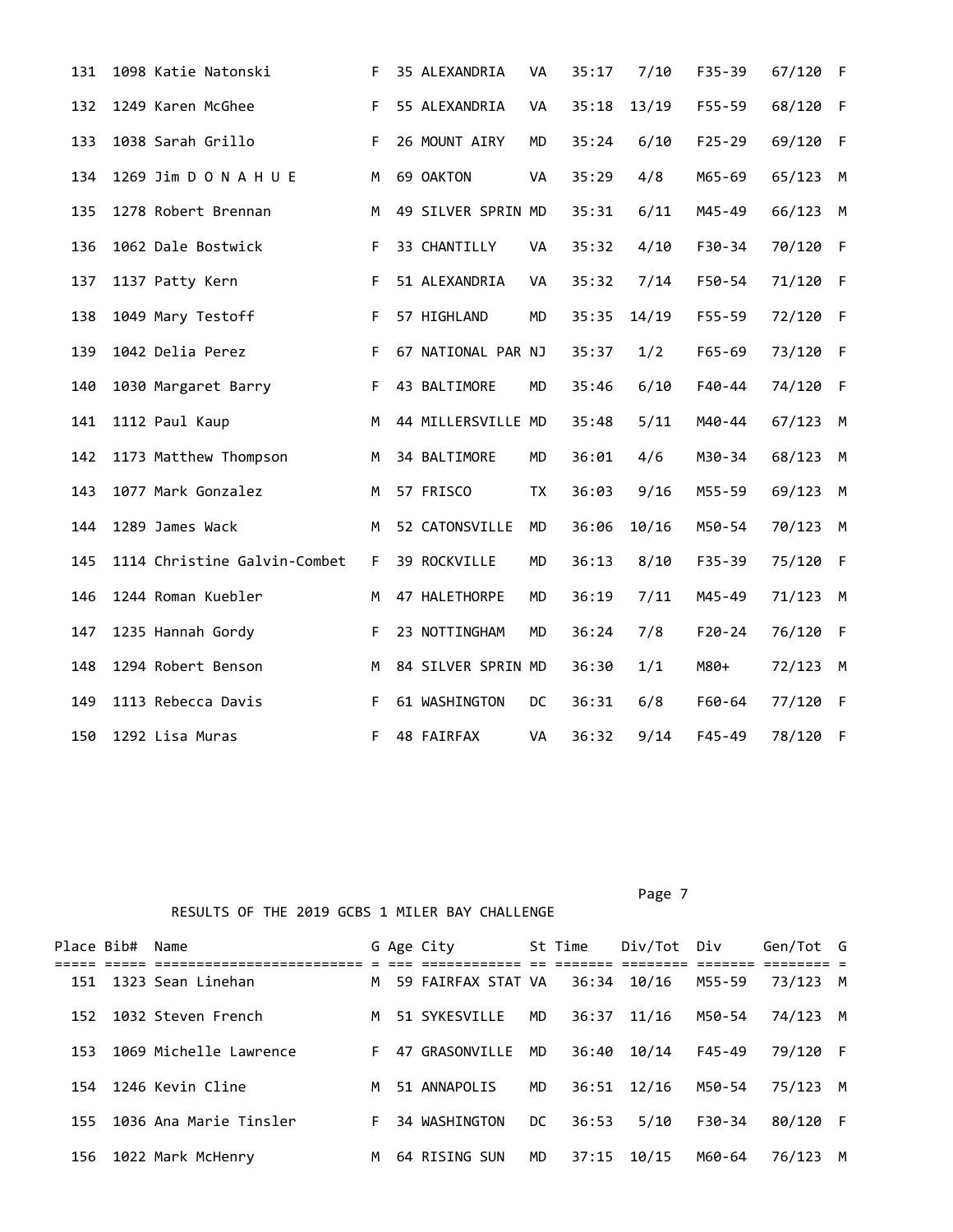| Place | Bib# | Name | G | Age | City | St | Time | Div/Tot | Div | Gen/Tot | G |
|---|---|---|---|---|---|---|---|---|---|---|---|
| 131 | 1098 | Katie Natonski | F | 35 | ALEXANDRIA | VA | 35:17 | 7/10 | F35-39 | 67/120 | F |
| 132 | 1249 | Karen McGhee | F | 55 | ALEXANDRIA | VA | 35:18 | 13/19 | F55-59 | 68/120 | F |
| 133 | 1038 | Sarah Grillo | F | 26 | MOUNT AIRY | MD | 35:24 | 6/10 | F25-29 | 69/120 | F |
| 134 | 1269 | Jim D O N A H U E | M | 69 | OAKTON | VA | 35:29 | 4/8 | M65-69 | 65/123 | M |
| 135 | 1278 | Robert Brennan | M | 49 | SILVER SPRIN | MD | 35:31 | 6/11 | M45-49 | 66/123 | M |
| 136 | 1062 | Dale Bostwick | F | 33 | CHANTILLY | VA | 35:32 | 4/10 | F30-34 | 70/120 | F |
| 137 | 1137 | Patty Kern | F | 51 | ALEXANDRIA | VA | 35:32 | 7/14 | F50-54 | 71/120 | F |
| 138 | 1049 | Mary Testoff | F | 57 | HIGHLAND | MD | 35:35 | 14/19 | F55-59 | 72/120 | F |
| 139 | 1042 | Delia Perez | F | 67 | NATIONAL PAR | NJ | 35:37 | 1/2 | F65-69 | 73/120 | F |
| 140 | 1030 | Margaret Barry | F | 43 | BALTIMORE | MD | 35:46 | 6/10 | F40-44 | 74/120 | F |
| 141 | 1112 | Paul Kaup | M | 44 | MILLERSVILLE | MD | 35:48 | 5/11 | M40-44 | 67/123 | M |
| 142 | 1173 | Matthew Thompson | M | 34 | BALTIMORE | MD | 36:01 | 4/6 | M30-34 | 68/123 | M |
| 143 | 1077 | Mark Gonzalez | M | 57 | FRISCO | TX | 36:03 | 9/16 | M55-59 | 69/123 | M |
| 144 | 1289 | James Wack | M | 52 | CATONSVILLE | MD | 36:06 | 10/16 | M50-54 | 70/123 | M |
| 145 | 1114 | Christine Galvin-Combet | F | 39 | ROCKVILLE | MD | 36:13 | 8/10 | F35-39 | 75/120 | F |
| 146 | 1244 | Roman Kuebler | M | 47 | HALETHORPE | MD | 36:19 | 7/11 | M45-49 | 71/123 | M |
| 147 | 1235 | Hannah Gordy | F | 23 | NOTTINGHAM | MD | 36:24 | 7/8 | F20-24 | 76/120 | F |
| 148 | 1294 | Robert Benson | M | 84 | SILVER SPRIN | MD | 36:30 | 1/1 | M80+ | 72/123 | M |
| 149 | 1113 | Rebecca Davis | F | 61 | WASHINGTON | DC | 36:31 | 6/8 | F60-64 | 77/120 | F |
| 150 | 1292 | Lisa Muras | F | 48 | FAIRFAX | VA | 36:32 | 9/14 | F45-49 | 78/120 | F |

RESULTS OF THE 2019 GCBS 1 MILER BAY CHALLENGE

| Place | Bib# | Name | G | Age | City | St | Time | Div/Tot | Div | Gen/Tot | G |
|---|---|---|---|---|---|---|---|---|---|---|---|
| 151 | 1323 | Sean Linehan | M | 59 | FAIRFAX STAT | VA | 36:34 | 10/16 | M55-59 | 73/123 | M |
| 152 | 1032 | Steven French | M | 51 | SYKESVILLE | MD | 36:37 | 11/16 | M50-54 | 74/123 | M |
| 153 | 1069 | Michelle Lawrence | F | 47 | GRASONVILLE | MD | 36:40 | 10/14 | F45-49 | 79/120 | F |
| 154 | 1246 | Kevin Cline | M | 51 | ANNAPOLIS | MD | 36:51 | 12/16 | M50-54 | 75/123 | M |
| 155 | 1036 | Ana Marie Tinsler | F | 34 | WASHINGTON | DC | 36:53 | 5/10 | F30-34 | 80/120 | F |
| 156 | 1022 | Mark McHenry | M | 64 | RISING SUN | MD | 37:15 | 10/15 | M60-64 | 76/123 | M |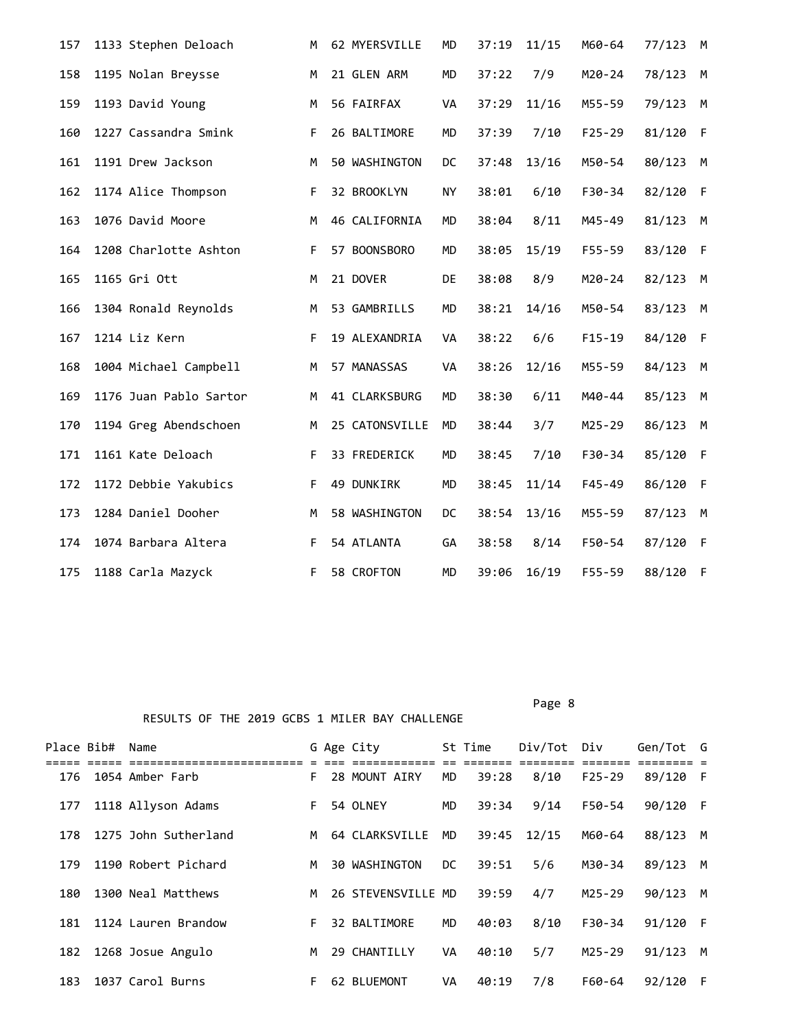| Place | Bib# | Name | G | Age | City | St | Time | Div/Tot | Div | Gen/Tot | G |
|---|---|---|---|---|---|---|---|---|---|---|---|
| 157 | 1133 | Stephen Deloach | M | 62 | MYERSVILLE | MD | 37:19 | 11/15 | M60-64 | 77/123 | M |
| 158 | 1195 | Nolan Breysse | M | 21 | GLEN ARM | MD | 37:22 | 7/9 | M20-24 | 78/123 | M |
| 159 | 1193 | David Young | M | 56 | FAIRFAX | VA | 37:29 | 11/16 | M55-59 | 79/123 | M |
| 160 | 1227 | Cassandra Smink | F | 26 | BALTIMORE | MD | 37:39 | 7/10 | F25-29 | 81/120 | F |
| 161 | 1191 | Drew Jackson | M | 50 | WASHINGTON | DC | 37:48 | 13/16 | M50-54 | 80/123 | M |
| 162 | 1174 | Alice Thompson | F | 32 | BROOKLYN | NY | 38:01 | 6/10 | F30-34 | 82/120 | F |
| 163 | 1076 | David Moore | M | 46 | CALIFORNIA | MD | 38:04 | 8/11 | M45-49 | 81/123 | M |
| 164 | 1208 | Charlotte Ashton | F | 57 | BOONSBORO | MD | 38:05 | 15/19 | F55-59 | 83/120 | F |
| 165 | 1165 | Gri Ott | M | 21 | DOVER | DE | 38:08 | 8/9 | M20-24 | 82/123 | M |
| 166 | 1304 | Ronald Reynolds | M | 53 | GAMBRILLS | MD | 38:21 | 14/16 | M50-54 | 83/123 | M |
| 167 | 1214 | Liz Kern | F | 19 | ALEXANDRIA | VA | 38:22 | 6/6 | F15-19 | 84/120 | F |
| 168 | 1004 | Michael Campbell | M | 57 | MANASSAS | VA | 38:26 | 12/16 | M55-59 | 84/123 | M |
| 169 | 1176 | Juan Pablo Sartor | M | 41 | CLARKSBURG | MD | 38:30 | 6/11 | M40-44 | 85/123 | M |
| 170 | 1194 | Greg Abendschoen | M | 25 | CATONSVILLE | MD | 38:44 | 3/7 | M25-29 | 86/123 | M |
| 171 | 1161 | Kate Deloach | F | 33 | FREDERICK | MD | 38:45 | 7/10 | F30-34 | 85/120 | F |
| 172 | 1172 | Debbie Yakubics | F | 49 | DUNKIRK | MD | 38:45 | 11/14 | F45-49 | 86/120 | F |
| 173 | 1284 | Daniel Dooher | M | 58 | WASHINGTON | DC | 38:54 | 13/16 | M55-59 | 87/123 | M |
| 174 | 1074 | Barbara Altera | F | 54 | ATLANTA | GA | 38:58 | 8/14 | F50-54 | 87/120 | F |
| 175 | 1188 | Carla Mazyck | F | 58 | CROFTON | MD | 39:06 | 16/19 | F55-59 | 88/120 | F |

RESULTS OF THE 2019 GCBS 1 MILER BAY CHALLENGE

| Place | Bib# | Name | G | Age | City | St | Time | Div/Tot | Div | Gen/Tot | G |
|---|---|---|---|---|---|---|---|---|---|---|---|
| 176 | 1054 | Amber Farb | F | 28 | MOUNT AIRY | MD | 39:28 | 8/10 | F25-29 | 89/120 | F |
| 177 | 1118 | Allyson Adams | F | 54 | OLNEY | MD | 39:34 | 9/14 | F50-54 | 90/120 | F |
| 178 | 1275 | John Sutherland | M | 64 | CLARKSVILLE | MD | 39:45 | 12/15 | M60-64 | 88/123 | M |
| 179 | 1190 | Robert Pichard | M | 30 | WASHINGTON | DC | 39:51 | 5/6 | M30-34 | 89/123 | M |
| 180 | 1300 | Neal Matthews | M | 26 | STEVENSVILLE | MD | 39:59 | 4/7 | M25-29 | 90/123 | M |
| 181 | 1124 | Lauren Brandow | F | 32 | BALTIMORE | MD | 40:03 | 8/10 | F30-34 | 91/120 | F |
| 182 | 1268 | Josue Angulo | M | 29 | CHANTILLY | VA | 40:10 | 5/7 | M25-29 | 91/123 | M |
| 183 | 1037 | Carol Burns | F | 62 | BLUEMONT | VA | 40:19 | 7/8 | F60-64 | 92/120 | F |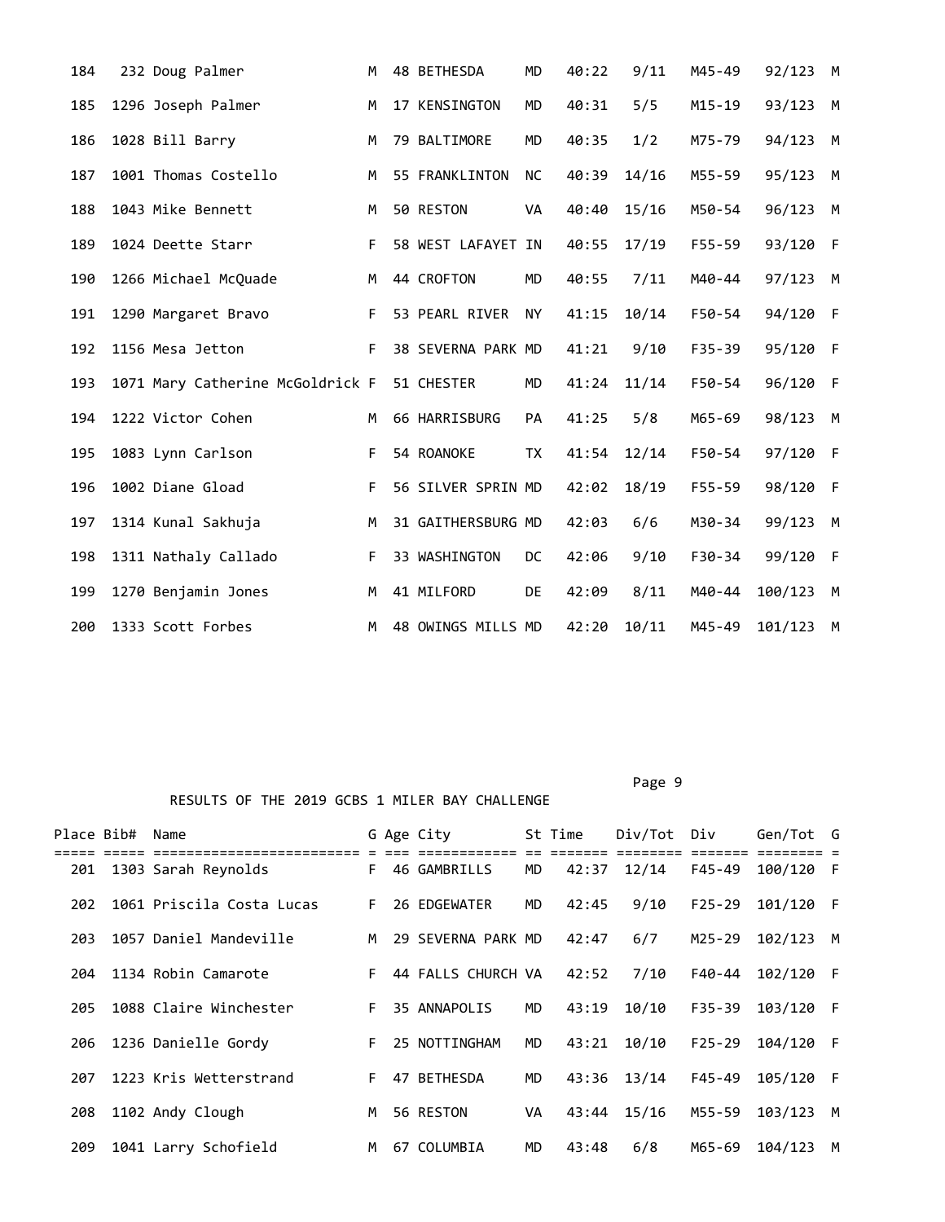| Place | Bib# | Name | G | Age | City | St | Time | Div/Tot | Div | Gen/Tot | G |
|---|---|---|---|---|---|---|---|---|---|---|---|
| 184 | 232 | Doug Palmer | M | 48 | BETHESDA | MD | 40:22 | 9/11 | M45-49 | 92/123 | M |
| 185 | 1296 | Joseph Palmer | M | 17 | KENSINGTON | MD | 40:31 | 5/5 | M15-19 | 93/123 | M |
| 186 | 1028 | Bill Barry | M | 79 | BALTIMORE | MD | 40:35 | 1/2 | M75-79 | 94/123 | M |
| 187 | 1001 | Thomas Costello | M | 55 | FRANKLINTON | NC | 40:39 | 14/16 | M55-59 | 95/123 | M |
| 188 | 1043 | Mike Bennett | M | 50 | RESTON | VA | 40:40 | 15/16 | M50-54 | 96/123 | M |
| 189 | 1024 | Deette Starr | F | 58 | WEST LAFAYET | IN | 40:55 | 17/19 | F55-59 | 93/120 | F |
| 190 | 1266 | Michael McQuade | M | 44 | CROFTON | MD | 40:55 | 7/11 | M40-44 | 97/123 | M |
| 191 | 1290 | Margaret Bravo | F | 53 | PEARL RIVER | NY | 41:15 | 10/14 | F50-54 | 94/120 | F |
| 192 | 1156 | Mesa Jetton | F | 38 | SEVERNA PARK | MD | 41:21 | 9/10 | F35-39 | 95/120 | F |
| 193 | 1071 | Mary Catherine McGoldrick | F | 51 | CHESTER | MD | 41:24 | 11/14 | F50-54 | 96/120 | F |
| 194 | 1222 | Victor Cohen | M | 66 | HARRISBURG | PA | 41:25 | 5/8 | M65-69 | 98/123 | M |
| 195 | 1083 | Lynn Carlson | F | 54 | ROANOKE | TX | 41:54 | 12/14 | F50-54 | 97/120 | F |
| 196 | 1002 | Diane Gload | F | 56 | SILVER SPRIN | MD | 42:02 | 18/19 | F55-59 | 98/120 | F |
| 197 | 1314 | Kunal Sakhuja | M | 31 | GAITHERSBURG | MD | 42:03 | 6/6 | M30-34 | 99/123 | M |
| 198 | 1311 | Nathaly Callado | F | 33 | WASHINGTON | DC | 42:06 | 9/10 | F30-34 | 99/120 | F |
| 199 | 1270 | Benjamin Jones | M | 41 | MILFORD | DE | 42:09 | 8/11 | M40-44 | 100/123 | M |
| 200 | 1333 | Scott Forbes | M | 48 | OWINGS MILLS | MD | 42:20 | 10/11 | M45-49 | 101/123 | M |

RESULTS OF THE 2019 GCBS 1 MILER BAY CHALLENGE

| Place | Bib# | Name | G | Age | City | St | Time | Div/Tot | Div | Gen/Tot | G |
|---|---|---|---|---|---|---|---|---|---|---|---|
| 201 | 1303 | Sarah Reynolds | F | 46 | GAMBRILLS | MD | 42:37 | 12/14 | F45-49 | 100/120 | F |
| 202 | 1061 | Priscila Costa Lucas | F | 26 | EDGEWATER | MD | 42:45 | 9/10 | F25-29 | 101/120 | F |
| 203 | 1057 | Daniel Mandeville | M | 29 | SEVERNA PARK | MD | 42:47 | 6/7 | M25-29 | 102/123 | M |
| 204 | 1134 | Robin Camarote | F | 44 | FALLS CHURCH | VA | 42:52 | 7/10 | F40-44 | 102/120 | F |
| 205 | 1088 | Claire Winchester | F | 35 | ANNAPOLIS | MD | 43:19 | 10/10 | F35-39 | 103/120 | F |
| 206 | 1236 | Danielle Gordy | F | 25 | NOTTINGHAM | MD | 43:21 | 10/10 | F25-29 | 104/120 | F |
| 207 | 1223 | Kris Wetterstrand | F | 47 | BETHESDA | MD | 43:36 | 13/14 | F45-49 | 105/120 | F |
| 208 | 1102 | Andy Clough | M | 56 | RESTON | VA | 43:44 | 15/16 | M55-59 | 103/123 | M |
| 209 | 1041 | Larry Schofield | M | 67 | COLUMBIA | MD | 43:48 | 6/8 | M65-69 | 104/123 | M |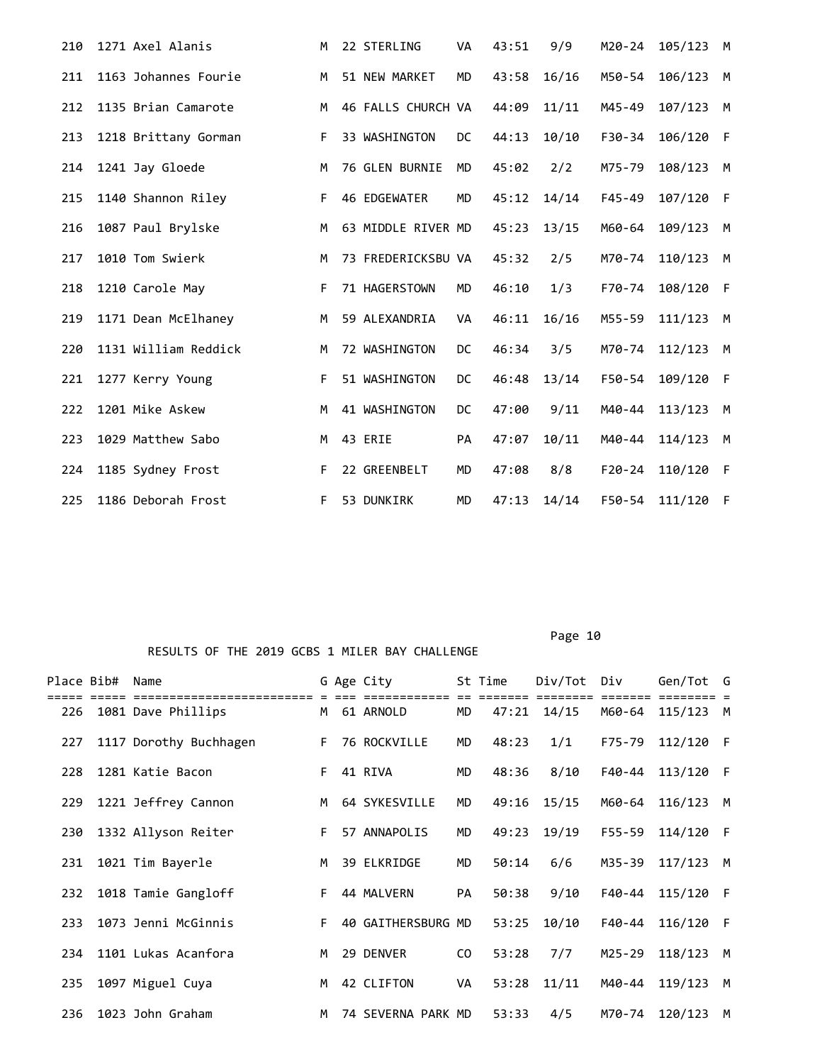| Place | Bib# | Name | G | Age | City | St | Time | Div/Tot | Div | Gen/Tot | G |
|---|---|---|---|---|---|---|---|---|---|---|---|
| 210 | 1271 | Axel Alanis | M | 22 | STERLING | VA | 43:51 | 9/9 | M20-24 | 105/123 | M |
| 211 | 1163 | Johannes Fourie | M | 51 | NEW MARKET | MD | 43:58 | 16/16 | M50-54 | 106/123 | M |
| 212 | 1135 | Brian Camarote | M | 46 | FALLS CHURCH | VA | 44:09 | 11/11 | M45-49 | 107/123 | M |
| 213 | 1218 | Brittany Gorman | F | 33 | WASHINGTON | DC | 44:13 | 10/10 | F30-34 | 106/120 | F |
| 214 | 1241 | Jay Gloede | M | 76 | GLEN BURNIE | MD | 45:02 | 2/2 | M75-79 | 108/123 | M |
| 215 | 1140 | Shannon Riley | F | 46 | EDGEWATER | MD | 45:12 | 14/14 | F45-49 | 107/120 | F |
| 216 | 1087 | Paul Brylske | M | 63 | MIDDLE RIVER | MD | 45:23 | 13/15 | M60-64 | 109/123 | M |
| 217 | 1010 | Tom Swierk | M | 73 | FREDERICKSBU | VA | 45:32 | 2/5 | M70-74 | 110/123 | M |
| 218 | 1210 | Carole May | F | 71 | HAGERSTOWN | MD | 46:10 | 1/3 | F70-74 | 108/120 | F |
| 219 | 1171 | Dean McElhaney | M | 59 | ALEXANDRIA | VA | 46:11 | 16/16 | M55-59 | 111/123 | M |
| 220 | 1131 | William Reddick | M | 72 | WASHINGTON | DC | 46:34 | 3/5 | M70-74 | 112/123 | M |
| 221 | 1277 | Kerry Young | F | 51 | WASHINGTON | DC | 46:48 | 13/14 | F50-54 | 109/120 | F |
| 222 | 1201 | Mike Askew | M | 41 | WASHINGTON | DC | 47:00 | 9/11 | M40-44 | 113/123 | M |
| 223 | 1029 | Matthew Sabo | M | 43 | ERIE | PA | 47:07 | 10/11 | M40-44 | 114/123 | M |
| 224 | 1185 | Sydney Frost | F | 22 | GREENBELT | MD | 47:08 | 8/8 | F20-24 | 110/120 | F |
| 225 | 1186 | Deborah Frost | F | 53 | DUNKIRK | MD | 47:13 | 14/14 | F50-54 | 111/120 | F |

RESULTS OF THE 2019 GCBS 1 MILER BAY CHALLENGE

| Place | Bib# | Name | G | Age | City | St | Time | Div/Tot | Div | Gen/Tot | G |
|---|---|---|---|---|---|---|---|---|---|---|---|
| 226 | 1081 | Dave Phillips | M | 61 | ARNOLD | MD | 47:21 | 14/15 | M60-64 | 115/123 | M |
| 227 | 1117 | Dorothy Buchhagen | F | 76 | ROCKVILLE | MD | 48:23 | 1/1 | F75-79 | 112/120 | F |
| 228 | 1281 | Katie Bacon | F | 41 | RIVA | MD | 48:36 | 8/10 | F40-44 | 113/120 | F |
| 229 | 1221 | Jeffrey Cannon | M | 64 | SYKESVILLE | MD | 49:16 | 15/15 | M60-64 | 116/123 | M |
| 230 | 1332 | Allyson Reiter | F | 57 | ANNAPOLIS | MD | 49:23 | 19/19 | F55-59 | 114/120 | F |
| 231 | 1021 | Tim Bayerle | M | 39 | ELKRIDGE | MD | 50:14 | 6/6 | M35-39 | 117/123 | M |
| 232 | 1018 | Tamie Gangloff | F | 44 | MALVERN | PA | 50:38 | 9/10 | F40-44 | 115/120 | F |
| 233 | 1073 | Jenni McGinnis | F | 40 | GAITHERSBURG | MD | 53:25 | 10/10 | F40-44 | 116/120 | F |
| 234 | 1101 | Lukas Acanfora | M | 29 | DENVER | CO | 53:28 | 7/7 | M25-29 | 118/123 | M |
| 235 | 1097 | Miguel Cuya | M | 42 | CLIFTON | VA | 53:28 | 11/11 | M40-44 | 119/123 | M |
| 236 | 1023 | John Graham | M | 74 | SEVERNA PARK | MD | 53:33 | 4/5 | M70-74 | 120/123 | M |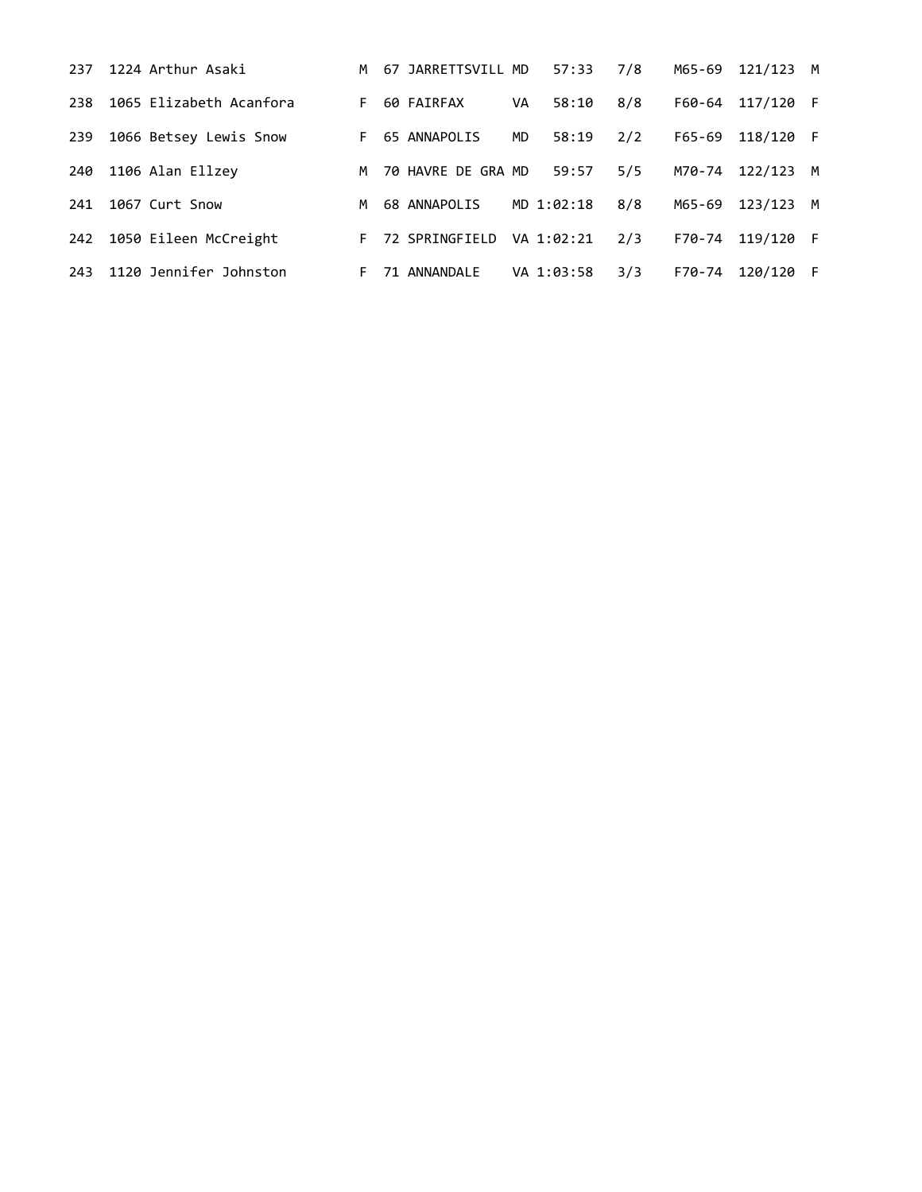| | | | | | | | | | | | |
|---|---|---|---|---|---|---|---|---|---|---|---|
| 237 | 1224 | Arthur Asaki | M | 67 | JARRETTSVILL | MD | 57:33 | 7/8 | M65-69 | 121/123 | M |
| 238 | 1065 | Elizabeth Acanfora | F | 60 | FAIRFAX | VA | 58:10 | 8/8 | F60-64 | 117/120 | F |
| 239 | 1066 | Betsey Lewis Snow | F | 65 | ANNAPOLIS | MD | 58:19 | 2/2 | F65-69 | 118/120 | F |
| 240 | 1106 | Alan Ellzey | M | 70 | HAVRE DE GRA | MD | 59:57 | 5/5 | M70-74 | 122/123 | M |
| 241 | 1067 | Curt Snow | M | 68 | ANNAPOLIS | MD | 1:02:18 | 8/8 | M65-69 | 123/123 | M |
| 242 | 1050 | Eileen McCreight | F | 72 | SPRINGFIELD | VA | 1:02:21 | 2/3 | F70-74 | 119/120 | F |
| 243 | 1120 | Jennifer Johnston | F | 71 | ANNANDALE | VA | 1:03:58 | 3/3 | F70-74 | 120/120 | F |